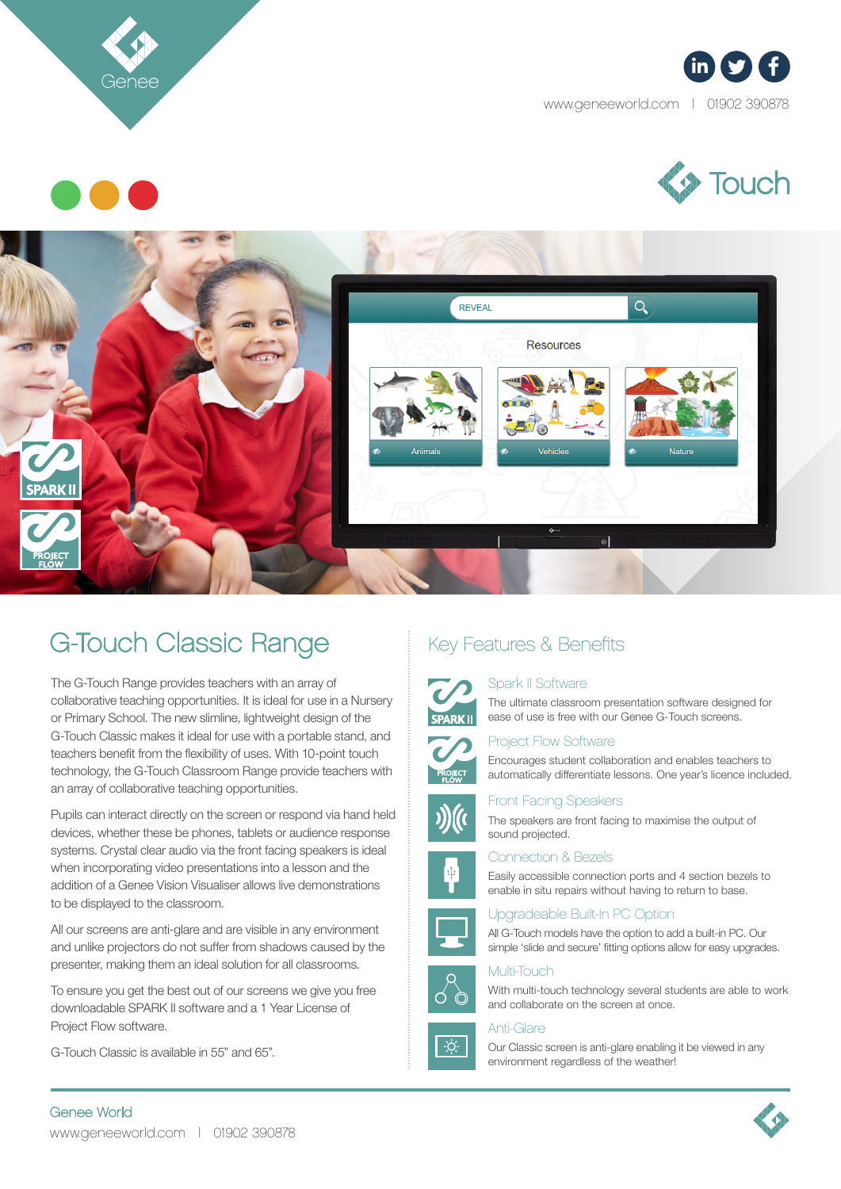www.geneeworld.com | 01902 390878

Touch

# G-Touch Classic Range

The G-Touch Range provides teachers with an array of collaborative teaching opportunities. It is ideal for use in a Nursery or Primary School. The new slimline, lightweight design of the G-Touch Classic makes it ideal for use with a portable stand, and teachers benefit from the flexibility of uses. With 10-point touch technology, the G-Touch Classroom Range provide teachers with an array of collaborative teaching opportunities.

Pupils can interact directly on the screen or respond via hand held devices, whether these be phones, tablets or audience response systems. Crystal clear audio via the front facing speakers is ideal when incorporating video presentations into a lesson and the addition of a Genee Vision Visualiser allows live demonstrations to be displayed to the classroom.

All our screens are anti-glare and are visible in any environment and unlike projectors do not suffer from shadows caused by the presenter, making them an ideal solution for all classrooms.

To ensure you get the best out of our screens we give you free downloadable SPARK II software and a 1 Year License of Project Flow software.

G-Touch Classic is available in 55" and 65".

## Key Features & Benefits

### Spark II Software
The ultimate classroom presentation software designed for ease of use is free with our Genee G-Touch screens.

### Project Flow Software
Encourages student collaboration and enables teachers to automatically differentiate lessons. One year's licence included.

### Front Facing Speakers
The speakers are front facing to maximise the output of sound projected.

### Connection & Bezels
Easily accessible connection ports and 4 section bezels to enable in situ repairs without having to return to base.

### Upgradeable Built-In PC Option
All G-Touch models have the option to add a built-in PC. Our simple 'slide and secure' fitting options allow for easy upgrades.

### Multi-Touch
With multi-touch technology several students are able to work and collaborate on the screen at once.

### Anti-Glare
Our Classic screen is anti-glare enabling it be viewed in any environment regardless of the weather!

Genee World
www.geneeworld.com | 01902 390878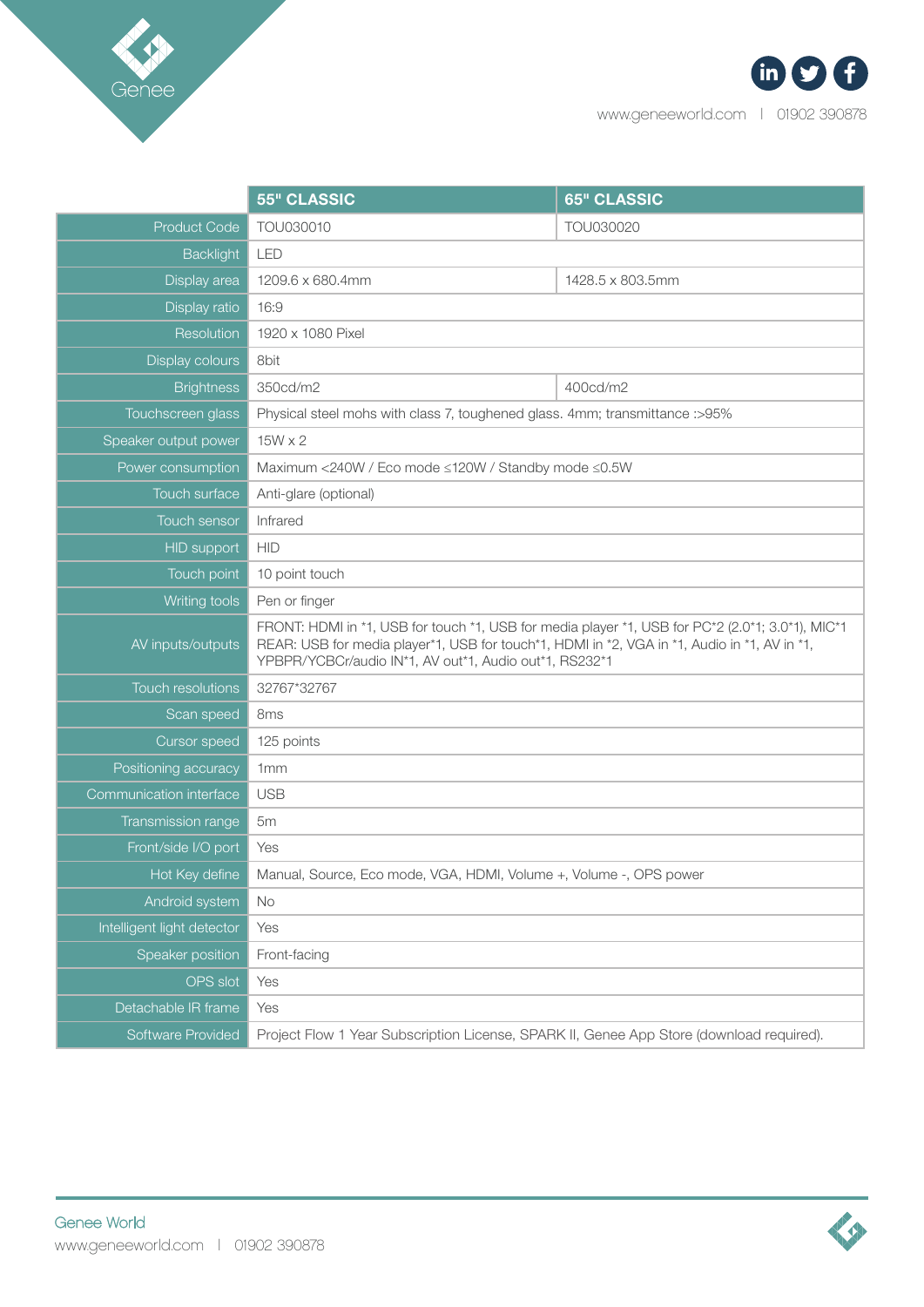| | 55" CLASSIC | 65" CLASSIC |
|---|---|---|
| Product Code | TOU030010 | TOU030020 |
| Backlight | LED | |
| Display area | 1209.6 x 680.4mm | 1428.5 x 803.5mm |
| Display ratio | 16:9 | |
| Resolution | 1920 x 1080 Pixel | |
| Display colours | 8bit | |
| Brightness | 350cd/m2 | 400cd/m2 |
| Touchscreen glass | Physical steel mohs with class 7, toughened glass. 4mm; transmittance :>95% | |
| Speaker output power | 15W x 2 | |
| Power consumption | Maximum <240W / Eco mode ≤120W / Standby mode ≤0.5W | |
| Touch surface | Anti-glare (optional) | |
| Touch sensor | Infrared | |
| HID support | HID | |
| Touch point | 10 point touch | |
| Writing tools | Pen or finger | |
| AV inputs/outputs | FRONT: HDMI in *1, USB for touch *1, USB for media player *1, USB for PC*2 (2.0*1; 3.0*1), MIC*1 REAR: USB for media player*1, USB for touch*1, HDMI in *2, VGA in *1, Audio in *1, AV in *1, YPBPR/YCBCr/audio IN*1, AV out*1, Audio out*1, RS232*1 | |
| Touch resolutions | 32767*32767 | |
| Scan speed | 8ms | |
| Cursor speed | 125 points | |
| Positioning accuracy | 1mm | |
| Communication interface | USB | |
| Transmission range | 5m | |
| Front/side I/O port | Yes | |
| Hot Key define | Manual, Source, Eco mode, VGA, HDMI, Volume +, Volume -, OPS power | |
| Android system | No | |
| Intelligent light detector | Yes | |
| Speaker position | Front-facing | |
| OPS slot | Yes | |
| Detachable IR frame | Yes | |
| Software Provided | Project Flow 1 Year Subscription License, SPARK II, Genee App Store (download required). | |